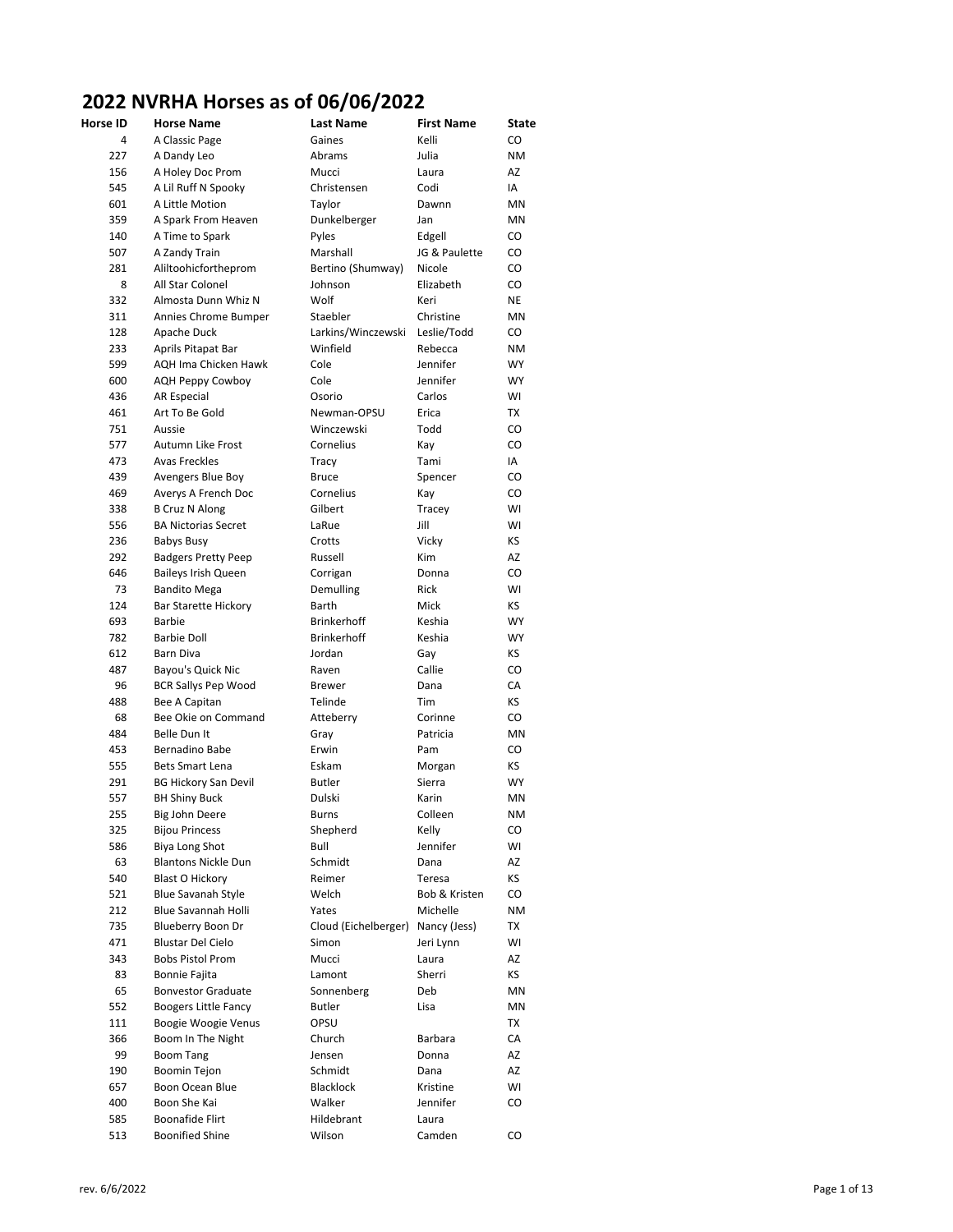# 2022 NVRHA Horses as of 06/06/2022

| Horse ID | Horse Name | Last Name | First Name | State |
|---|---|---|---|---|
| 4 | A Classic Page | Gaines | Kelli | CO |
| 227 | A Dandy Leo | Abrams | Julia | NM |
| 156 | A Holey Doc Prom | Mucci | Laura | AZ |
| 545 | A Lil Ruff N Spooky | Christensen | Codi | IA |
| 601 | A Little Motion | Taylor | Dawnn | MN |
| 359 | A Spark From Heaven | Dunkelberger | Jan | MN |
| 140 | A Time to Spark | Pyles | Edgell | CO |
| 507 | A Zandy Train | Marshall | JG & Paulette | CO |
| 281 | Aliltoohicfortheprom | Bertino (Shumway) | Nicole | CO |
| 8 | All Star Colonel | Johnson | Elizabeth | CO |
| 332 | Almosta Dunn Whiz N | Wolf | Keri | NE |
| 311 | Annies Chrome Bumper | Staebler | Christine | MN |
| 128 | Apache Duck | Larkins/Winczewski | Leslie/Todd | CO |
| 233 | Aprils Pitapat Bar | Winfield | Rebecca | NM |
| 599 | AQH Ima Chicken Hawk | Cole | Jennifer | WY |
| 600 | AQH Peppy Cowboy | Cole | Jennifer | WY |
| 436 | AR Especial | Osorio | Carlos | WI |
| 461 | Art To Be Gold | Newman-OPSU | Erica | TX |
| 751 | Aussie | Winczewski | Todd | CO |
| 577 | Autumn Like Frost | Cornelius | Kay | CO |
| 473 | Avas Freckles | Tracy | Tami | IA |
| 439 | Avengers Blue Boy | Bruce | Spencer | CO |
| 469 | Averys A French Doc | Cornelius | Kay | CO |
| 338 | B Cruz N Along | Gilbert | Tracey | WI |
| 556 | BA Nictorias Secret | LaRue | Jill | WI |
| 236 | Babys Busy | Crotts | Vicky | KS |
| 292 | Badgers Pretty Peep | Russell | Kim | AZ |
| 646 | Baileys Irish Queen | Corrigan | Donna | CO |
| 73 | Bandito Mega | Demulling | Rick | WI |
| 124 | Bar Starette Hickory | Barth | Mick | KS |
| 693 | Barbie | Brinkerhoff | Keshia | WY |
| 782 | Barbie Doll | Brinkerhoff | Keshia | WY |
| 612 | Barn Diva | Jordan | Gay | KS |
| 487 | Bayou's Quick Nic | Raven | Callie | CO |
| 96 | BCR Sallys Pep Wood | Brewer | Dana | CA |
| 488 | Bee A Capitan | Telinde | Tim | KS |
| 68 | Bee Okie on Command | Atteberry | Corinne | CO |
| 484 | Belle Dun It | Gray | Patricia | MN |
| 453 | Bernadino Babe | Erwin | Pam | CO |
| 555 | Bets Smart Lena | Eskam | Morgan | KS |
| 291 | BG Hickory San Devil | Butler | Sierra | WY |
| 557 | BH Shiny Buck | Dulski | Karin | MN |
| 255 | Big John Deere | Burns | Colleen | NM |
| 325 | Bijou Princess | Shepherd | Kelly | CO |
| 586 | Biya Long Shot | Bull | Jennifer | WI |
| 63 | Blantons Nickle Dun | Schmidt | Dana | AZ |
| 540 | Blast O Hickory | Reimer | Teresa | KS |
| 521 | Blue Savanah Style | Welch | Bob & Kristen | CO |
| 212 | Blue Savannah Holli | Yates | Michelle | NM |
| 735 | Blueberry Boon Dr | Cloud (Eichelberger) | Nancy (Jess) | TX |
| 471 | Blustar Del Cielo | Simon | Jeri Lynn | WI |
| 343 | Bobs Pistol Prom | Mucci | Laura | AZ |
| 83 | Bonnie Fajita | Lamont | Sherri | KS |
| 65 | Bonvestor Graduate | Sonnenberg | Deb | MN |
| 552 | Boogers Little Fancy | Butler | Lisa | MN |
| 111 | Boogie Woogie Venus | OPSU | | TX |
| 366 | Boom In The Night | Church | Barbara | CA |
| 99 | Boom Tang | Jensen | Donna | AZ |
| 190 | Boomin Tejon | Schmidt | Dana | AZ |
| 657 | Boon Ocean Blue | Blacklock | Kristine | WI |
| 400 | Boon She Kai | Walker | Jennifer | CO |
| 585 | Boonafide Flirt | Hildebrant | Laura | |
| 513 | Boonified Shine | Wilson | Camden | CO |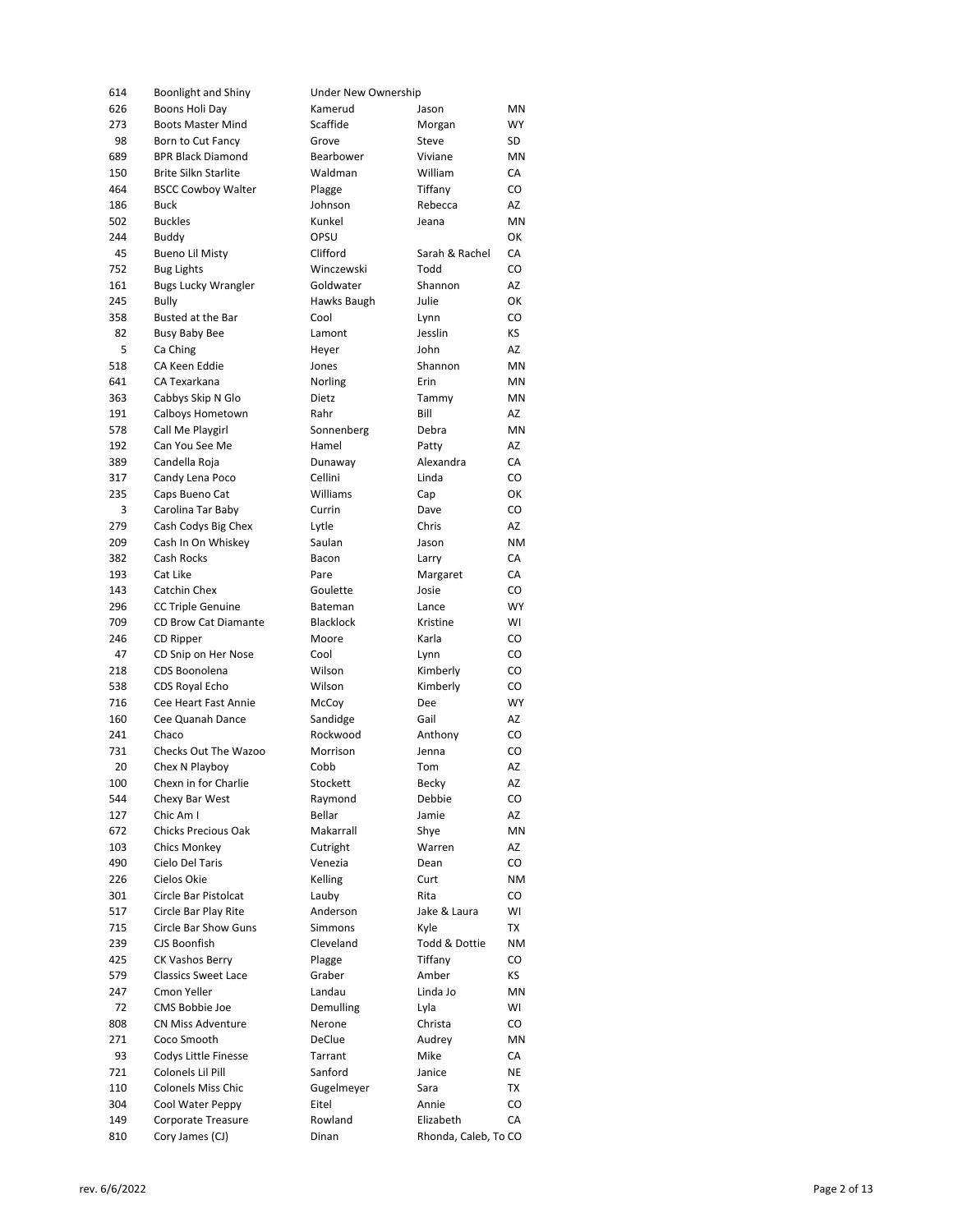| | | | | |
|---|---|---|---|---|
| 614 | Boonlight and Shiny | Under New Ownership | | |
| 626 | Boons Holi Day | Kamerud | Jason | MN |
| 273 | Boots Master Mind | Scaffide | Morgan | WY |
| 98 | Born to Cut Fancy | Grove | Steve | SD |
| 689 | BPR Black Diamond | Bearbower | Viviane | MN |
| 150 | Brite Silkn Starlite | Waldman | William | CA |
| 464 | BSCC Cowboy Walter | Plagge | Tiffany | CO |
| 186 | Buck | Johnson | Rebecca | AZ |
| 502 | Buckles | Kunkel | Jeana | MN |
| 244 | Buddy | OPSU | | OK |
| 45 | Bueno Lil Misty | Clifford | Sarah & Rachel | CA |
| 752 | Bug Lights | Winczewski | Todd | CO |
| 161 | Bugs Lucky Wrangler | Goldwater | Shannon | AZ |
| 245 | Bully | Hawks Baugh | Julie | OK |
| 358 | Busted at the Bar | Cool | Lynn | CO |
| 82 | Busy Baby Bee | Lamont | Jesslin | KS |
| 5 | Ca Ching | Heyer | John | AZ |
| 518 | CA Keen Eddie | Jones | Shannon | MN |
| 641 | CA Texarkana | Norling | Erin | MN |
| 363 | Cabbys Skip N Glo | Dietz | Tammy | MN |
| 191 | Calboys Hometown | Rahr | Bill | AZ |
| 578 | Call Me Playgirl | Sonnenberg | Debra | MN |
| 192 | Can You See Me | Hamel | Patty | AZ |
| 389 | Candella Roja | Dunaway | Alexandra | CA |
| 317 | Candy Lena Poco | Cellini | Linda | CO |
| 235 | Caps Bueno Cat | Williams | Cap | OK |
| 3 | Carolina Tar Baby | Currin | Dave | CO |
| 279 | Cash Codys Big Chex | Lytle | Chris | AZ |
| 209 | Cash In On Whiskey | Saulan | Jason | NM |
| 382 | Cash Rocks | Bacon | Larry | CA |
| 193 | Cat Like | Pare | Margaret | CA |
| 143 | Catchin Chex | Goulette | Josie | CO |
| 296 | CC Triple Genuine | Bateman | Lance | WY |
| 709 | CD Brow Cat Diamante | Blacklock | Kristine | WI |
| 246 | CD Ripper | Moore | Karla | CO |
| 47 | CD Snip on Her Nose | Cool | Lynn | CO |
| 218 | CDS Boonolena | Wilson | Kimberly | CO |
| 538 | CDS Royal Echo | Wilson | Kimberly | CO |
| 716 | Cee Heart Fast Annie | McCoy | Dee | WY |
| 160 | Cee Quanah Dance | Sandidge | Gail | AZ |
| 241 | Chaco | Rockwood | Anthony | CO |
| 731 | Checks Out The Wazoo | Morrison | Jenna | CO |
| 20 | Chex N Playboy | Cobb | Tom | AZ |
| 100 | Chexn in for Charlie | Stockett | Becky | AZ |
| 544 | Chexy Bar West | Raymond | Debbie | CO |
| 127 | Chic Am I | Bellar | Jamie | AZ |
| 672 | Chicks Precious Oak | Makarrall | Shye | MN |
| 103 | Chics Monkey | Cutright | Warren | AZ |
| 490 | Cielo Del Taris | Venezia | Dean | CO |
| 226 | Cielos Okie | Kelling | Curt | NM |
| 301 | Circle Bar Pistolcat | Lauby | Rita | CO |
| 517 | Circle Bar Play Rite | Anderson | Jake & Laura | WI |
| 715 | Circle Bar Show Guns | Simmons | Kyle | TX |
| 239 | CJS Boonfish | Cleveland | Todd & Dottie | NM |
| 425 | CK Vashos Berry | Plagge | Tiffany | CO |
| 579 | Classics Sweet Lace | Graber | Amber | KS |
| 247 | Cmon Yeller | Landau | Linda Jo | MN |
| 72 | CMS Bobbie Joe | Demulling | Lyla | WI |
| 808 | CN Miss Adventure | Nerone | Christa | CO |
| 271 | Coco Smooth | DeClue | Audrey | MN |
| 93 | Codys Little Finesse | Tarrant | Mike | CA |
| 721 | Colonels Lil Pill | Sanford | Janice | NE |
| 110 | Colonels Miss Chic | Gugelmeyer | Sara | TX |
| 304 | Cool Water Peppy | Eitel | Annie | CO |
| 149 | Corporate Treasure | Rowland | Elizabeth | CA |
| 810 | Cory James (CJ) | Dinan | Rhonda, Caleb, To | CO |

rev. 6/6/2022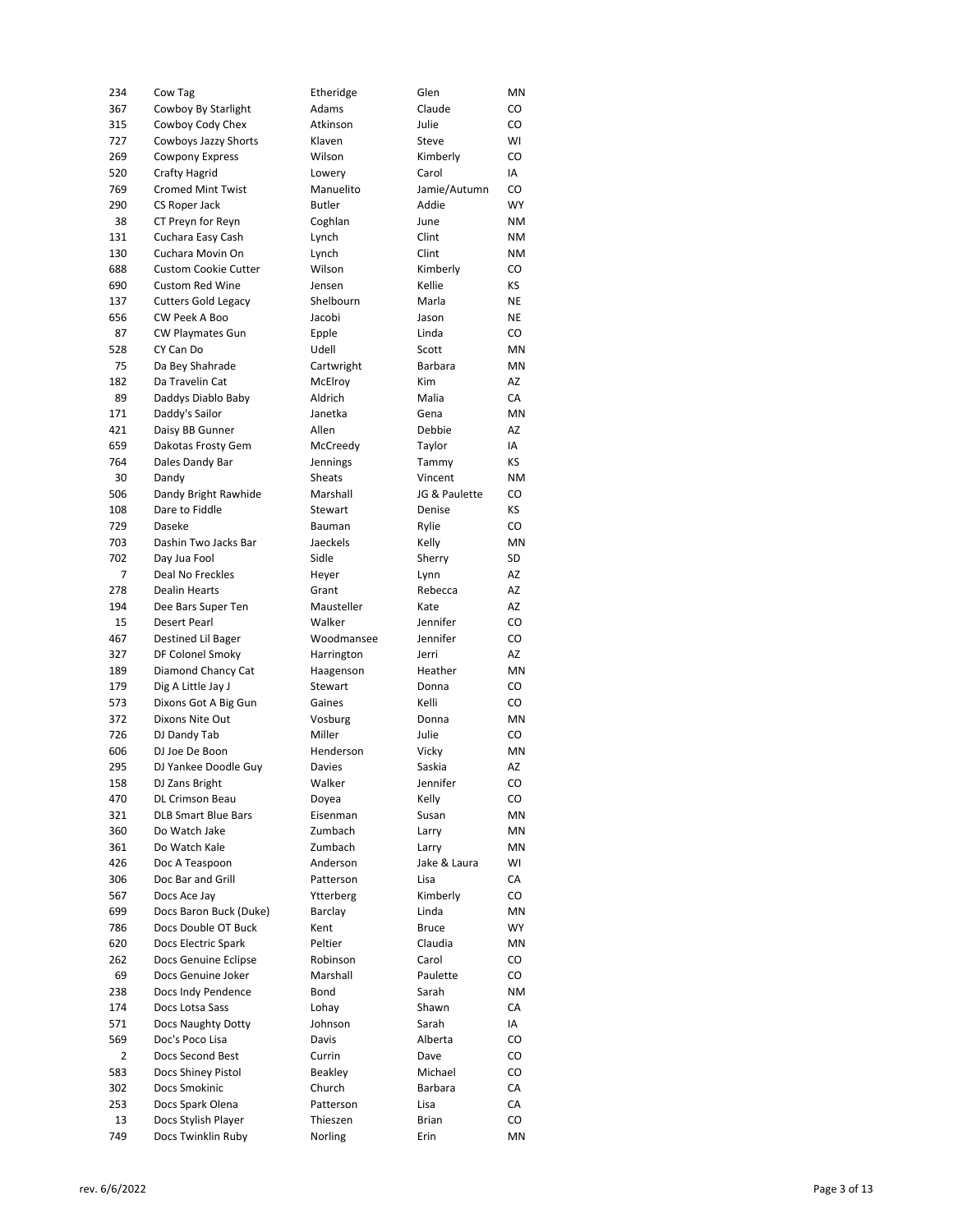| | | | | |
|---|---|---|---|---|
| 234 | Cow Tag | Etheridge | Glen | MN |
| 367 | Cowboy By Starlight | Adams | Claude | CO |
| 315 | Cowboy Cody Chex | Atkinson | Julie | CO |
| 727 | Cowboys Jazzy Shorts | Klaven | Steve | WI |
| 269 | Cowpony Express | Wilson | Kimberly | CO |
| 520 | Crafty Hagrid | Lowery | Carol | IA |
| 769 | Cromed Mint Twist | Manuelito | Jamie/Autumn | CO |
| 290 | CS Roper Jack | Butler | Addie | WY |
| 38 | CT Preyn for Reyn | Coghlan | June | NM |
| 131 | Cuchara Easy Cash | Lynch | Clint | NM |
| 130 | Cuchara Movin On | Lynch | Clint | NM |
| 688 | Custom Cookie Cutter | Wilson | Kimberly | CO |
| 690 | Custom Red Wine | Jensen | Kellie | KS |
| 137 | Cutters Gold Legacy | Shelbourn | Marla | NE |
| 656 | CW Peek A Boo | Jacobi | Jason | NE |
| 87 | CW Playmates Gun | Epple | Linda | CO |
| 528 | CY Can Do | Udell | Scott | MN |
| 75 | Da Bey Shahrade | Cartwright | Barbara | MN |
| 182 | Da Travelin Cat | McElroy | Kim | AZ |
| 89 | Daddys Diablo Baby | Aldrich | Malia | CA |
| 171 | Daddy's Sailor | Janetka | Gena | MN |
| 421 | Daisy BB Gunner | Allen | Debbie | AZ |
| 659 | Dakotas Frosty Gem | McCreedy | Taylor | IA |
| 764 | Dales Dandy Bar | Jennings | Tammy | KS |
| 30 | Dandy | Sheats | Vincent | NM |
| 506 | Dandy Bright Rawhide | Marshall | JG & Paulette | CO |
| 108 | Dare to Fiddle | Stewart | Denise | KS |
| 729 | Daseke | Bauman | Rylie | CO |
| 703 | Dashin Two Jacks Bar | Jaeckels | Kelly | MN |
| 702 | Day Jua Fool | Sidle | Sherry | SD |
| 7 | Deal No Freckles | Heyer | Lynn | AZ |
| 278 | Dealin Hearts | Grant | Rebecca | AZ |
| 194 | Dee Bars Super Ten | Mausteller | Kate | AZ |
| 15 | Desert Pearl | Walker | Jennifer | CO |
| 467 | Destined Lil Bager | Woodmansee | Jennifer | CO |
| 327 | DF Colonel Smoky | Harrington | Jerri | AZ |
| 189 | Diamond Chancy Cat | Haagenson | Heather | MN |
| 179 | Dig A Little Jay J | Stewart | Donna | CO |
| 573 | Dixons Got A Big Gun | Gaines | Kelli | CO |
| 372 | Dixons Nite Out | Vosburg | Donna | MN |
| 726 | DJ Dandy Tab | Miller | Julie | CO |
| 606 | DJ Joe De Boon | Henderson | Vicky | MN |
| 295 | DJ Yankee Doodle Guy | Davies | Saskia | AZ |
| 158 | DJ Zans Bright | Walker | Jennifer | CO |
| 470 | DL Crimson Beau | Doyea | Kelly | CO |
| 321 | DLB Smart Blue Bars | Eisenman | Susan | MN |
| 360 | Do Watch Jake | Zumbach | Larry | MN |
| 361 | Do Watch Kale | Zumbach | Larry | MN |
| 426 | Doc A Teaspoon | Anderson | Jake & Laura | WI |
| 306 | Doc Bar and Grill | Patterson | Lisa | CA |
| 567 | Docs Ace Jay | Ytterberg | Kimberly | CO |
| 699 | Docs Baron Buck (Duke) | Barclay | Linda | MN |
| 786 | Docs Double OT Buck | Kent | Bruce | WY |
| 620 | Docs Electric Spark | Peltier | Claudia | MN |
| 262 | Docs Genuine Eclipse | Robinson | Carol | CO |
| 69 | Docs Genuine Joker | Marshall | Paulette | CO |
| 238 | Docs Indy Pendence | Bond | Sarah | NM |
| 174 | Docs Lotsa Sass | Lohay | Shawn | CA |
| 571 | Docs Naughty Dotty | Johnson | Sarah | IA |
| 569 | Doc's Poco Lisa | Davis | Alberta | CO |
| 2 | Docs Second Best | Currin | Dave | CO |
| 583 | Docs Shiney Pistol | Beakley | Michael | CO |
| 302 | Docs Smokinic | Church | Barbara | CA |
| 253 | Docs Spark Olena | Patterson | Lisa | CA |
| 13 | Docs Stylish Player | Thieszen | Brian | CO |
| 749 | Docs Twinklin Ruby | Norling | Erin | MN |

rev. 6/6/2022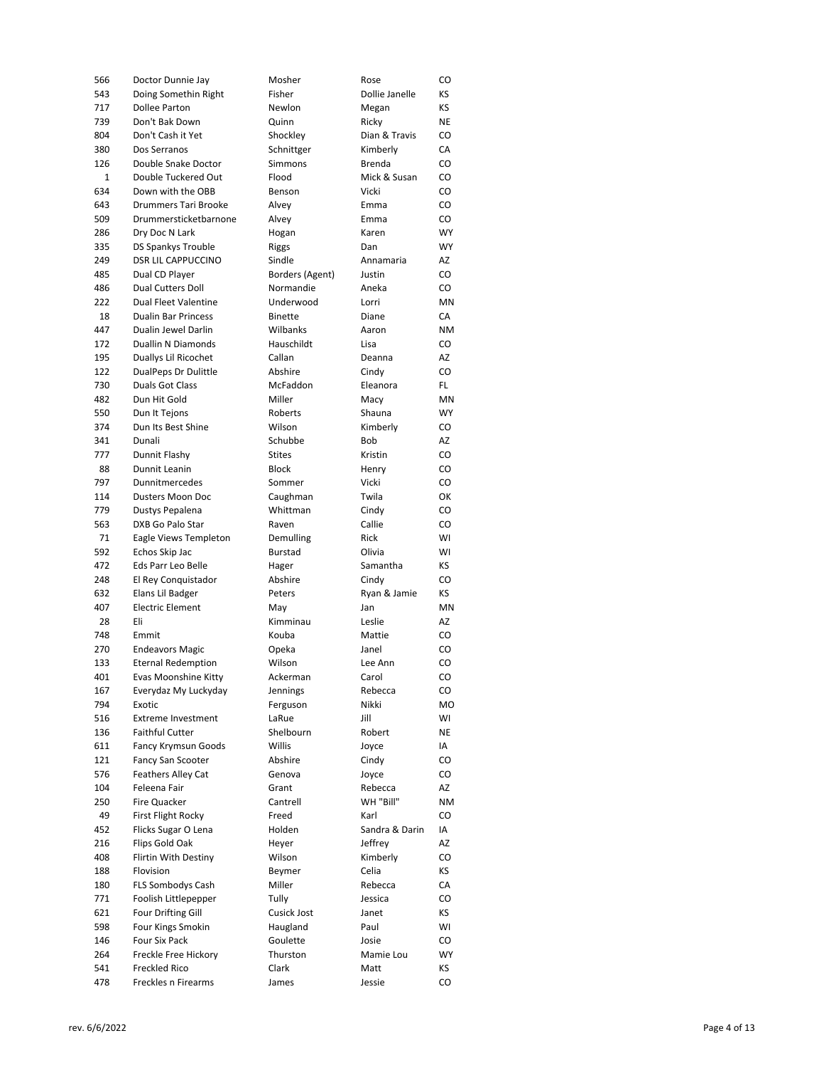| | | | | |
|---|---|---|---|---|
| 566 | Doctor Dunnie Jay | Mosher | Rose | CO |
| 543 | Doing Somethin Right | Fisher | Dollie Janelle | KS |
| 717 | Dollee Parton | Newlon | Megan | KS |
| 739 | Don't Bak Down | Quinn | Ricky | NE |
| 804 | Don't Cash it Yet | Shockley | Dian & Travis | CO |
| 380 | Dos Serranos | Schnittger | Kimberly | CA |
| 126 | Double Snake Doctor | Simmons | Brenda | CO |
| 1 | Double Tuckered Out | Flood | Mick & Susan | CO |
| 634 | Down with the OBB | Benson | Vicki | CO |
| 643 | Drummers Tari Brooke | Alvey | Emma | CO |
| 509 | Drummersticketbarnone | Alvey | Emma | CO |
| 286 | Dry Doc N Lark | Hogan | Karen | WY |
| 335 | DS Spankys Trouble | Riggs | Dan | WY |
| 249 | DSR LIL CAPPUCCINO | Sindle | Annamaria | AZ |
| 485 | Dual CD Player | Borders (Agent) | Justin | CO |
| 486 | Dual Cutters Doll | Normandie | Aneka | CO |
| 222 | Dual Fleet Valentine | Underwood | Lorri | MN |
| 18 | Dualin Bar Princess | Binette | Diane | CA |
| 447 | Dualin Jewel Darlin | Wilbanks | Aaron | NM |
| 172 | Duallin N Diamonds | Hauschildt | Lisa | CO |
| 195 | Duallys Lil Ricochet | Callan | Deanna | AZ |
| 122 | DualPeps Dr Dulittle | Abshire | Cindy | CO |
| 730 | Duals Got Class | McFaddon | Eleanora | FL |
| 482 | Dun Hit Gold | Miller | Macy | MN |
| 550 | Dun It Tejons | Roberts | Shauna | WY |
| 374 | Dun Its Best Shine | Wilson | Kimberly | CO |
| 341 | Dunali | Schubbe | Bob | AZ |
| 777 | Dunnit Flashy | Stites | Kristin | CO |
| 88 | Dunnit Leanin | Block | Henry | CO |
| 797 | Dunnitmercedes | Sommer | Vicki | CO |
| 114 | Dusters Moon Doc | Caughman | Twila | OK |
| 779 | Dustys Pepalena | Whittman | Cindy | CO |
| 563 | DXB Go Palo Star | Raven | Callie | CO |
| 71 | Eagle Views Templeton | Demulling | Rick | WI |
| 592 | Echos Skip Jac | Burstad | Olivia | WI |
| 472 | Eds Parr Leo Belle | Hager | Samantha | KS |
| 248 | El Rey Conquistador | Abshire | Cindy | CO |
| 632 | Elans Lil Badger | Peters | Ryan & Jamie | KS |
| 407 | Electric Element | May | Jan | MN |
| 28 | Eli | Kimminau | Leslie | AZ |
| 748 | Emmit | Kouba | Mattie | CO |
| 270 | Endeavors Magic | Opeka | Janel | CO |
| 133 | Eternal Redemption | Wilson | Lee Ann | CO |
| 401 | Evas Moonshine Kitty | Ackerman | Carol | CO |
| 167 | Everydaz My Luckyday | Jennings | Rebecca | CO |
| 794 | Exotic | Ferguson | Nikki | MO |
| 516 | Extreme Investment | LaRue | Jill | WI |
| 136 | Faithful Cutter | Shelbourn | Robert | NE |
| 611 | Fancy Krymsun Goods | Willis | Joyce | IA |
| 121 | Fancy San Scooter | Abshire | Cindy | CO |
| 576 | Feathers Alley Cat | Genova | Joyce | CO |
| 104 | Feleena Fair | Grant | Rebecca | AZ |
| 250 | Fire Quacker | Cantrell | WH "Bill" | NM |
| 49 | First Flight Rocky | Freed | Karl | CO |
| 452 | Flicks Sugar O Lena | Holden | Sandra & Darin | IA |
| 216 | Flips Gold Oak | Heyer | Jeffrey | AZ |
| 408 | Flirtin With Destiny | Wilson | Kimberly | CO |
| 188 | Flovision | Beymer | Celia | KS |
| 180 | FLS Sombodys Cash | Miller | Rebecca | CA |
| 771 | Foolish Littlepepper | Tully | Jessica | CO |
| 621 | Four Drifting Gill | Cusick Jost | Janet | KS |
| 598 | Four Kings Smokin | Haugland | Paul | WI |
| 146 | Four Six Pack | Goulette | Josie | CO |
| 264 | Freckle Free Hickory | Thurston | Mamie Lou | WY |
| 541 | Freckled Rico | Clark | Matt | KS |
| 478 | Freckles n Firearms | James | Jessie | CO |

rev. 6/6/2022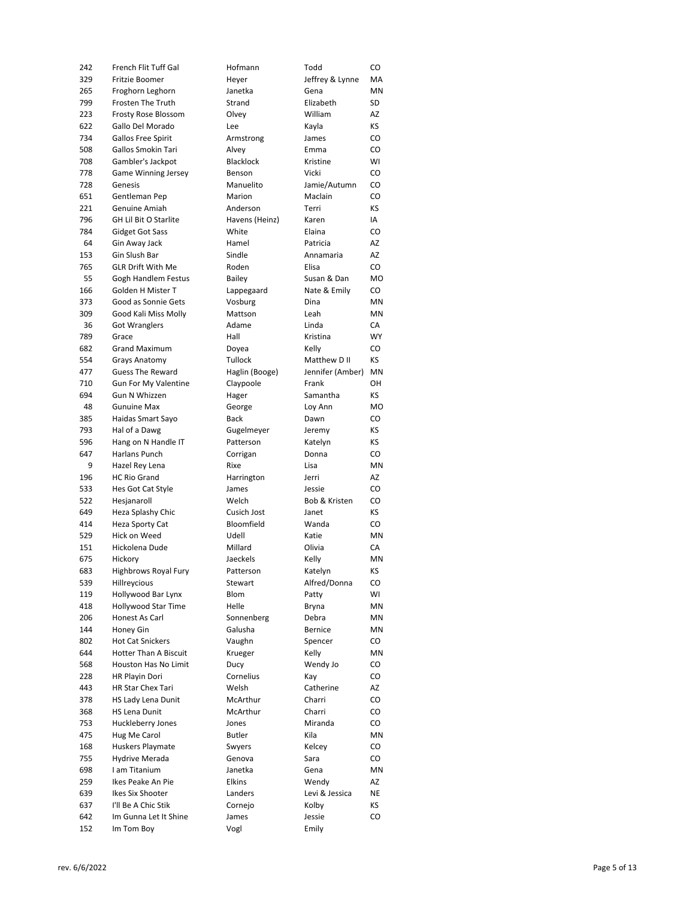| | | | | |
|---|---|---|---|---|
| 242 | French Flit Tuff Gal | Hofmann | Todd | CO |
| 329 | Fritzie Boomer | Heyer | Jeffrey & Lynne | MA |
| 265 | Froghorn Leghorn | Janetka | Gena | MN |
| 799 | Frosten The Truth | Strand | Elizabeth | SD |
| 223 | Frosty Rose Blossom | Olvey | William | AZ |
| 622 | Gallo Del Morado | Lee | Kayla | KS |
| 734 | Gallos Free Spirit | Armstrong | James | CO |
| 508 | Gallos Smokin Tari | Alvey | Emma | CO |
| 708 | Gambler's Jackpot | Blacklock | Kristine | WI |
| 778 | Game Winning Jersey | Benson | Vicki | CO |
| 728 | Genesis | Manuelito | Jamie/Autumn | CO |
| 651 | Gentleman Pep | Marion | Maclain | CO |
| 221 | Genuine Amiah | Anderson | Terri | KS |
| 796 | GH Lil Bit O Starlite | Havens (Heinz) | Karen | IA |
| 784 | Gidget Got Sass | White | Elaina | CO |
| 64 | Gin Away Jack | Hamel | Patricia | AZ |
| 153 | Gin Slush Bar | Sindle | Annamaria | AZ |
| 765 | GLR Drift With Me | Roden | Elisa | CO |
| 55 | Gogh Handlem Festus | Bailey | Susan & Dan | MO |
| 166 | Golden H Mister T | Lappegaard | Nate & Emily | CO |
| 373 | Good as Sonnie Gets | Vosburg | Dina | MN |
| 309 | Good Kali Miss Molly | Mattson | Leah | MN |
| 36 | Got Wranglers | Adame | Linda | CA |
| 789 | Grace | Hall | Kristina | WY |
| 682 | Grand Maximum | Doyea | Kelly | CO |
| 554 | Grays Anatomy | Tullock | Matthew D II | KS |
| 477 | Guess The Reward | Haglin (Booge) | Jennifer (Amber) | MN |
| 710 | Gun For My Valentine | Claypoole | Frank | OH |
| 694 | Gun N Whizzen | Hager | Samantha | KS |
| 48 | Gunuine Max | George | Loy Ann | MO |
| 385 | Haidas Smart Sayo | Back | Dawn | CO |
| 793 | Hal of a Dawg | Gugelmeyer | Jeremy | KS |
| 596 | Hang on N Handle IT | Patterson | Katelyn | KS |
| 647 | Harlans Punch | Corrigan | Donna | CO |
| 9 | Hazel Rey Lena | Rixe | Lisa | MN |
| 196 | HC Rio Grand | Harrington | Jerri | AZ |
| 533 | Hes Got Cat Style | James | Jessie | CO |
| 522 | Hesjanaroll | Welch | Bob & Kristen | CO |
| 649 | Heza Splashy Chic | Cusich Jost | Janet | KS |
| 414 | Heza Sporty Cat | Bloomfield | Wanda | CO |
| 529 | Hick on Weed | Udell | Katie | MN |
| 151 | Hickolena Dude | Millard | Olivia | CA |
| 675 | Hickory | Jaeckels | Kelly | MN |
| 683 | Highbrows Royal Fury | Patterson | Katelyn | KS |
| 539 | Hillreycious | Stewart | Alfred/Donna | CO |
| 119 | Hollywood Bar Lynx | Blom | Patty | WI |
| 418 | Hollywood Star Time | Helle | Bryna | MN |
| 206 | Honest As Carl | Sonnenberg | Debra | MN |
| 144 | Honey Gin | Galusha | Bernice | MN |
| 802 | Hot Cat Snickers | Vaughn | Spencer | CO |
| 644 | Hotter Than A Biscuit | Krueger | Kelly | MN |
| 568 | Houston Has No Limit | Ducy | Wendy Jo | CO |
| 228 | HR Playin Dori | Cornelius | Kay | CO |
| 443 | HR Star Chex Tari | Welsh | Catherine | AZ |
| 378 | HS Lady Lena Dunit | McArthur | Charri | CO |
| 368 | HS Lena Dunit | McArthur | Charri | CO |
| 753 | Huckleberry Jones | Jones | Miranda | CO |
| 475 | Hug Me Carol | Butler | Kila | MN |
| 168 | Huskers Playmate | Swyers | Kelcey | CO |
| 755 | Hydrive Merada | Genova | Sara | CO |
| 698 | I am Titanium | Janetka | Gena | MN |
| 259 | Ikes Peake An Pie | Elkins | Wendy | AZ |
| 639 | Ikes Six Shooter | Landers | Levi & Jessica | NE |
| 637 | I'll Be A Chic Stik | Cornejo | Kolby | KS |
| 642 | Im Gunna Let It Shine | James | Jessie | CO |
| 152 | Im Tom Boy | Vogl | Emily | |

rev. 6/6/2022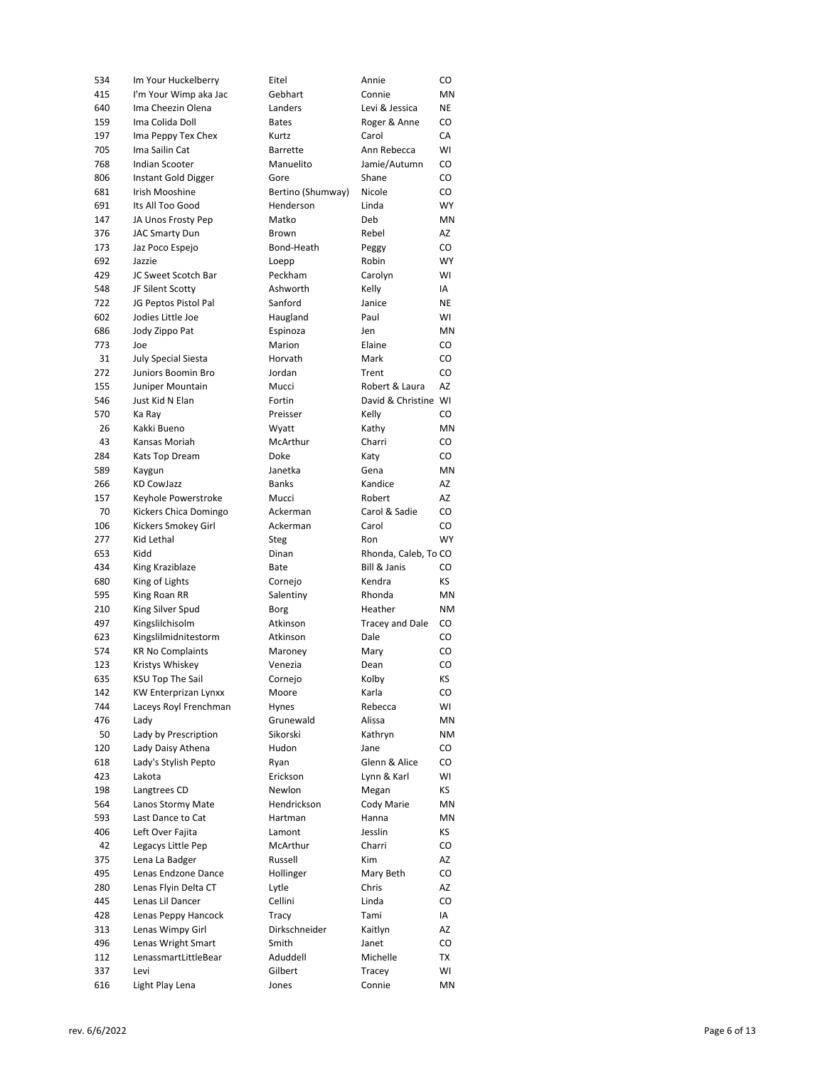| | | | | |
|---|---|---|---|---|
| 534 | Im Your Huckelberry | Eitel | Annie | CO |
| 415 | I'm Your Wimp aka Jac | Gebhart | Connie | MN |
| 640 | Ima Cheezin Olena | Landers | Levi & Jessica | NE |
| 159 | Ima Colida Doll | Bates | Roger & Anne | CO |
| 197 | Ima Peppy Tex Chex | Kurtz | Carol | CA |
| 705 | Ima Sailin Cat | Barrette | Ann Rebecca | WI |
| 768 | Indian Scooter | Manuelito | Jamie/Autumn | CO |
| 806 | Instant Gold Digger | Gore | Shane | CO |
| 681 | Irish Mooshine | Bertino (Shumway) | Nicole | CO |
| 691 | Its All Too Good | Henderson | Linda | WY |
| 147 | JA Unos Frosty Pep | Matko | Deb | MN |
| 376 | JAC Smarty Dun | Brown | Rebel | AZ |
| 173 | Jaz Poco Espejo | Bond-Heath | Peggy | CO |
| 692 | Jazzie | Loepp | Robin | WY |
| 429 | JC Sweet Scotch Bar | Peckham | Carolyn | WI |
| 548 | JF Silent Scotty | Ashworth | Kelly | IA |
| 722 | JG Peptos Pistol Pal | Sanford | Janice | NE |
| 602 | Jodies Little Joe | Haugland | Paul | WI |
| 686 | Jody Zippo Pat | Espinoza | Jen | MN |
| 773 | Joe | Marion | Elaine | CO |
| 31 | July Special Siesta | Horvath | Mark | CO |
| 272 | Juniors Boomin Bro | Jordan | Trent | CO |
| 155 | Juniper Mountain | Mucci | Robert & Laura | AZ |
| 546 | Just Kid N Elan | Fortin | David & Christine | WI |
| 570 | Ka Ray | Preisser | Kelly | CO |
| 26 | Kakki Bueno | Wyatt | Kathy | MN |
| 43 | Kansas Moriah | McArthur | Charri | CO |
| 284 | Kats Top Dream | Doke | Katy | CO |
| 589 | Kaygun | Janetka | Gena | MN |
| 266 | KD CowJazz | Banks | Kandice | AZ |
| 157 | Keyhole Powerstroke | Mucci | Robert | AZ |
| 70 | Kickers Chica Domingo | Ackerman | Carol & Sadie | CO |
| 106 | Kickers Smokey Girl | Ackerman | Carol | CO |
| 277 | Kid Lethal | Steg | Ron | WY |
| 653 | Kidd | Dinan | Rhonda, Caleb, To | CO |
| 434 | King Kraziblaze | Bate | Bill & Janis | CO |
| 680 | King of Lights | Cornejo | Kendra | KS |
| 595 | King Roan RR | Salentiny | Rhonda | MN |
| 210 | King Silver Spud | Borg | Heather | NM |
| 497 | Kingslilchisolm | Atkinson | Tracey and Dale | CO |
| 623 | Kingslilmidnitestorm | Atkinson | Dale | CO |
| 574 | KR No Complaints | Maroney | Mary | CO |
| 123 | Kristys Whiskey | Venezia | Dean | CO |
| 635 | KSU Top The Sail | Cornejo | Kolby | KS |
| 142 | KW Enterprizan Lynxx | Moore | Karla | CO |
| 744 | Laceys Royl Frenchman | Hynes | Rebecca | WI |
| 476 | Lady | Grunewald | Alissa | MN |
| 50 | Lady by Prescription | Sikorski | Kathryn | NM |
| 120 | Lady Daisy Athena | Hudon | Jane | CO |
| 618 | Lady's Stylish Pepto | Ryan | Glenn & Alice | CO |
| 423 | Lakota | Erickson | Lynn & Karl | WI |
| 198 | Langtrees CD | Newlon | Megan | KS |
| 564 | Lanos Stormy Mate | Hendrickson | Cody Marie | MN |
| 593 | Last Dance to Cat | Hartman | Hanna | MN |
| 406 | Left Over Fajita | Lamont | Jesslin | KS |
| 42 | Legacys Little Pep | McArthur | Charri | CO |
| 375 | Lena La Badger | Russell | Kim | AZ |
| 495 | Lenas Endzone Dance | Hollinger | Mary Beth | CO |
| 280 | Lenas Flyin Delta CT | Lytle | Chris | AZ |
| 445 | Lenas Lil Dancer | Cellini | Linda | CO |
| 428 | Lenas Peppy Hancock | Tracy | Tami | IA |
| 313 | Lenas Wimpy Girl | Dirkschneider | Kaitlyn | AZ |
| 496 | Lenas Wright Smart | Smith | Janet | CO |
| 112 | LenassmartLittleBear | Aduddell | Michelle | TX |
| 337 | Levi | Gilbert | Tracey | WI |
| 616 | Light Play Lena | Jones | Connie | MN |

rev. 6/6/2022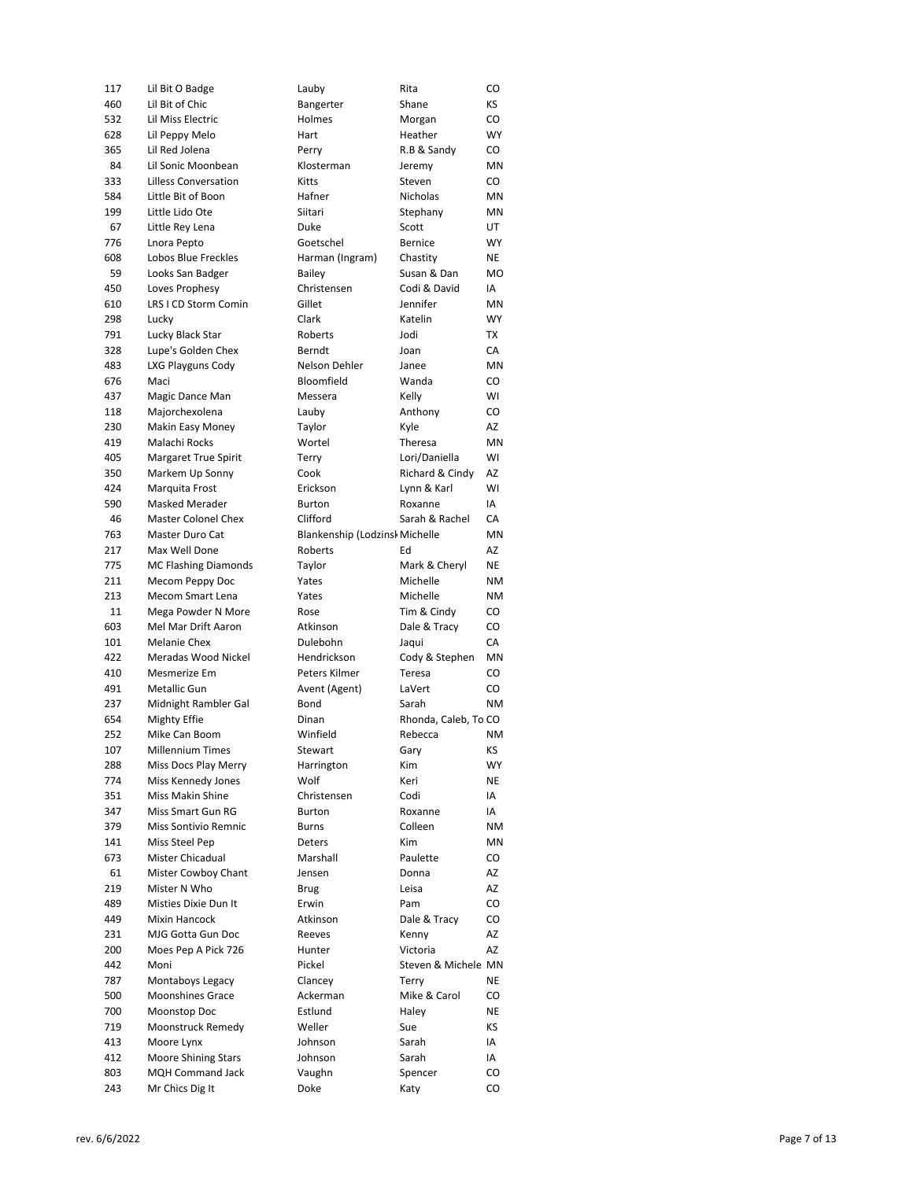| | | | | |
|---|---|---|---|---|
| 117 | Lil Bit O Badge | Lauby | Rita | CO |
| 460 | Lil Bit of Chic | Bangerter | Shane | KS |
| 532 | Lil Miss Electric | Holmes | Morgan | CO |
| 628 | Lil Peppy Melo | Hart | Heather | WY |
| 365 | Lil Red Jolena | Perry | R.B & Sandy | CO |
| 84 | Lil Sonic Moonbean | Klosterman | Jeremy | MN |
| 333 | Lilless Conversation | Kitts | Steven | CO |
| 584 | Little Bit of Boon | Hafner | Nicholas | MN |
| 199 | Little Lido Ote | Siitari | Stephany | MN |
| 67 | Little Rey Lena | Duke | Scott | UT |
| 776 | Lnora Pepto | Goetschel | Bernice | WY |
| 608 | Lobos Blue Freckles | Harman (Ingram) | Chastity | NE |
| 59 | Looks San Badger | Bailey | Susan & Dan | MO |
| 450 | Loves Prophesy | Christensen | Codi & David | IA |
| 610 | LRS I CD Storm Comin | Gillet | Jennifer | MN |
| 298 | Lucky | Clark | Katelin | WY |
| 791 | Lucky Black Star | Roberts | Jodi | TX |
| 328 | Lupe's Golden Chex | Berndt | Joan | CA |
| 483 | LXG Playguns Cody | Nelson Dehler | Janee | MN |
| 676 | Maci | Bloomfield | Wanda | CO |
| 437 | Magic Dance Man | Messera | Kelly | WI |
| 118 | Majorchexolena | Lauby | Anthony | CO |
| 230 | Makin Easy Money | Taylor | Kyle | AZ |
| 419 | Malachi Rocks | Wortel | Theresa | MN |
| 405 | Margaret True Spirit | Terry | Lori/Daniella | WI |
| 350 | Markem Up Sonny | Cook | Richard & Cindy | AZ |
| 424 | Marquita Frost | Erickson | Lynn & Karl | WI |
| 590 | Masked Merader | Burton | Roxanne | IA |
| 46 | Master Colonel Chex | Clifford | Sarah & Rachel | CA |
| 763 | Master Duro Cat | Blankenship (Lodzinsk | Michelle | MN |
| 217 | Max Well Done | Roberts | Ed | AZ |
| 775 | MC Flashing Diamonds | Taylor | Mark & Cheryl | NE |
| 211 | Mecom Peppy Doc | Yates | Michelle | NM |
| 213 | Mecom Smart Lena | Yates | Michelle | NM |
| 11 | Mega Powder N More | Rose | Tim & Cindy | CO |
| 603 | Mel Mar Drift Aaron | Atkinson | Dale & Tracy | CO |
| 101 | Melanie Chex | Dulebohn | Jaqui | CA |
| 422 | Meradas Wood Nickel | Hendrickson | Cody & Stephen | MN |
| 410 | Mesmerize Em | Peters Kilmer | Teresa | CO |
| 491 | Metallic Gun | Avent (Agent) | LaVert | CO |
| 237 | Midnight Rambler Gal | Bond | Sarah | NM |
| 654 | Mighty Effie | Dinan | Rhonda, Caleb, To | CO |
| 252 | Mike Can Boom | Winfield | Rebecca | NM |
| 107 | Millennium Times | Stewart | Gary | KS |
| 288 | Miss Docs Play Merry | Harrington | Kim | WY |
| 774 | Miss Kennedy Jones | Wolf | Keri | NE |
| 351 | Miss Makin Shine | Christensen | Codi | IA |
| 347 | Miss Smart Gun RG | Burton | Roxanne | IA |
| 379 | Miss Sontivio Remnic | Burns | Colleen | NM |
| 141 | Miss Steel Pep | Deters | Kim | MN |
| 673 | Mister Chicadual | Marshall | Paulette | CO |
| 61 | Mister Cowboy Chant | Jensen | Donna | AZ |
| 219 | Mister N Who | Brug | Leisa | AZ |
| 489 | Misties Dixie Dun It | Erwin | Pam | CO |
| 449 | Mixin Hancock | Atkinson | Dale & Tracy | CO |
| 231 | MJG Gotta Gun Doc | Reeves | Kenny | AZ |
| 200 | Moes Pep A Pick 726 | Hunter | Victoria | AZ |
| 442 | Moni | Pickel | Steven & Michele | MN |
| 787 | Montaboys Legacy | Clancey | Terry | NE |
| 500 | Moonshines Grace | Ackerman | Mike & Carol | CO |
| 700 | Moonstop Doc | Estlund | Haley | NE |
| 719 | Moonstruck Remedy | Weller | Sue | KS |
| 413 | Moore Lynx | Johnson | Sarah | IA |
| 412 | Moore Shining Stars | Johnson | Sarah | IA |
| 803 | MQH Command Jack | Vaughn | Spencer | CO |
| 243 | Mr Chics Dig It | Doke | Katy | CO |

rev. 6/6/2022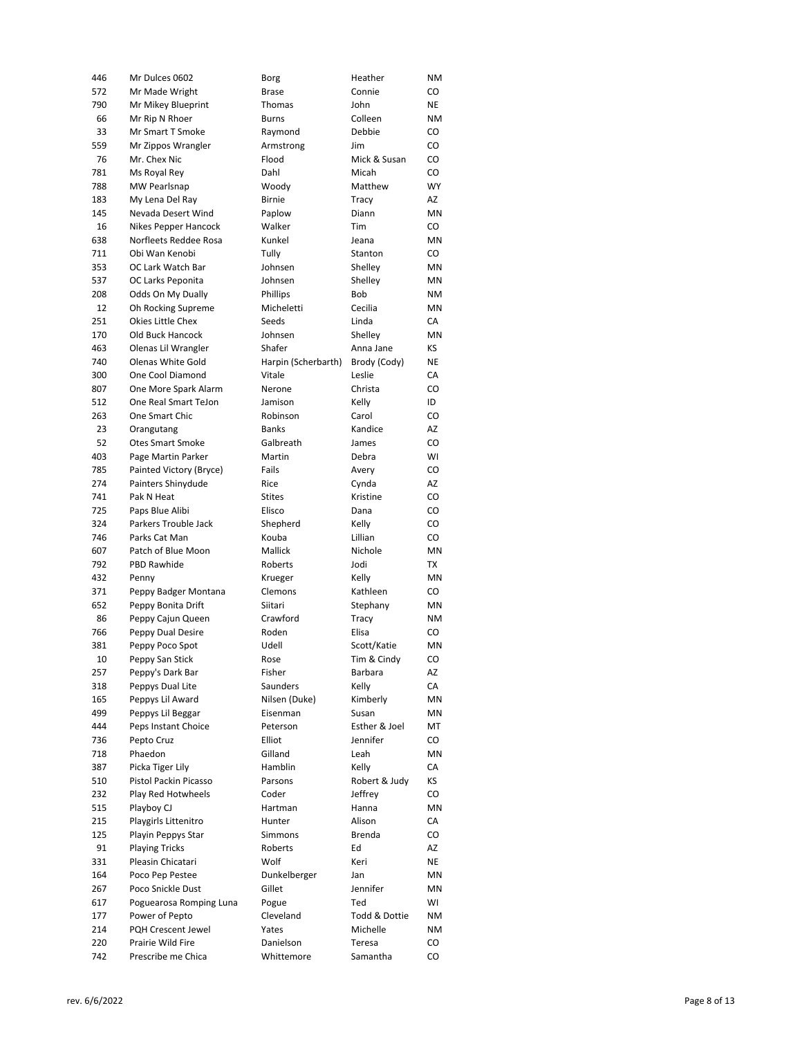| | | | | |
|---|---|---|---|---|
| 446 | Mr Dulces 0602 | Borg | Heather | NM |
| 572 | Mr Made Wright | Brase | Connie | CO |
| 790 | Mr Mikey Blueprint | Thomas | John | NE |
| 66 | Mr Rip N Rhoer | Burns | Colleen | NM |
| 33 | Mr Smart T Smoke | Raymond | Debbie | CO |
| 559 | Mr Zippos Wrangler | Armstrong | Jim | CO |
| 76 | Mr. Chex Nic | Flood | Mick & Susan | CO |
| 781 | Ms Royal Rey | Dahl | Micah | CO |
| 788 | MW Pearlsnap | Woody | Matthew | WY |
| 183 | My Lena Del Ray | Birnie | Tracy | AZ |
| 145 | Nevada Desert Wind | Paplow | Diann | MN |
| 16 | Nikes Pepper Hancock | Walker | Tim | CO |
| 638 | Norfleets Reddee Rosa | Kunkel | Jeana | MN |
| 711 | Obi Wan Kenobi | Tully | Stanton | CO |
| 353 | OC Lark Watch Bar | Johnsen | Shelley | MN |
| 537 | OC Larks Peponita | Johnsen | Shelley | MN |
| 208 | Odds On My Dually | Phillips | Bob | NM |
| 12 | Oh Rocking Supreme | Micheletti | Cecilia | MN |
| 251 | Okies Little Chex | Seeds | Linda | CA |
| 170 | Old Buck Hancock | Johnsen | Shelley | MN |
| 463 | Olenas Lil Wrangler | Shafer | Anna Jane | KS |
| 740 | Olenas White Gold | Harpin (Scherbarth) | Brody (Cody) | NE |
| 300 | One Cool Diamond | Vitale | Leslie | CA |
| 807 | One More Spark Alarm | Nerone | Christa | CO |
| 512 | One Real Smart TeJon | Jamison | Kelly | ID |
| 263 | One Smart Chic | Robinson | Carol | CO |
| 23 | Orangutang | Banks | Kandice | AZ |
| 52 | Otes Smart Smoke | Galbreath | James | CO |
| 403 | Page Martin Parker | Martin | Debra | WI |
| 785 | Painted Victory (Bryce) | Fails | Avery | CO |
| 274 | Painters Shinydude | Rice | Cynda | AZ |
| 741 | Pak N Heat | Stites | Kristine | CO |
| 725 | Paps Blue Alibi | Elisco | Dana | CO |
| 324 | Parkers Trouble Jack | Shepherd | Kelly | CO |
| 746 | Parks Cat Man | Kouba | Lillian | CO |
| 607 | Patch of Blue Moon | Mallick | Nichole | MN |
| 792 | PBD Rawhide | Roberts | Jodi | TX |
| 432 | Penny | Krueger | Kelly | MN |
| 371 | Peppy Badger Montana | Clemons | Kathleen | CO |
| 652 | Peppy Bonita Drift | Siitari | Stephany | MN |
| 86 | Peppy Cajun Queen | Crawford | Tracy | NM |
| 766 | Peppy Dual Desire | Roden | Elisa | CO |
| 381 | Peppy Poco Spot | Udell | Scott/Katie | MN |
| 10 | Peppy San Stick | Rose | Tim & Cindy | CO |
| 257 | Peppy's Dark Bar | Fisher | Barbara | AZ |
| 318 | Peppys Dual Lite | Saunders | Kelly | CA |
| 165 | Peppys Lil Award | Nilsen (Duke) | Kimberly | MN |
| 499 | Peppys Lil Beggar | Eisenman | Susan | MN |
| 444 | Peps Instant Choice | Peterson | Esther & Joel | MT |
| 736 | Pepto Cruz | Elliot | Jennifer | CO |
| 718 | Phaedon | Gilland | Leah | MN |
| 387 | Picka Tiger Lily | Hamblin | Kelly | CA |
| 510 | Pistol Packin Picasso | Parsons | Robert & Judy | KS |
| 232 | Play Red Hotwheels | Coder | Jeffrey | CO |
| 515 | Playboy CJ | Hartman | Hanna | MN |
| 215 | Playgirls Littenitro | Hunter | Alison | CA |
| 125 | Playin Peppys Star | Simmons | Brenda | CO |
| 91 | Playing Tricks | Roberts | Ed | AZ |
| 331 | Pleasin Chicatari | Wolf | Keri | NE |
| 164 | Poco Pep Pestee | Dunkelberger | Jan | MN |
| 267 | Poco Snickle Dust | Gillet | Jennifer | MN |
| 617 | Poguearosa Romping Luna | Pogue | Ted | WI |
| 177 | Power of Pepto | Cleveland | Todd & Dottie | NM |
| 214 | PQH Crescent Jewel | Yates | Michelle | NM |
| 220 | Prairie Wild Fire | Danielson | Teresa | CO |
| 742 | Prescribe me Chica | Whittemore | Samantha | CO |

rev. 6/6/2022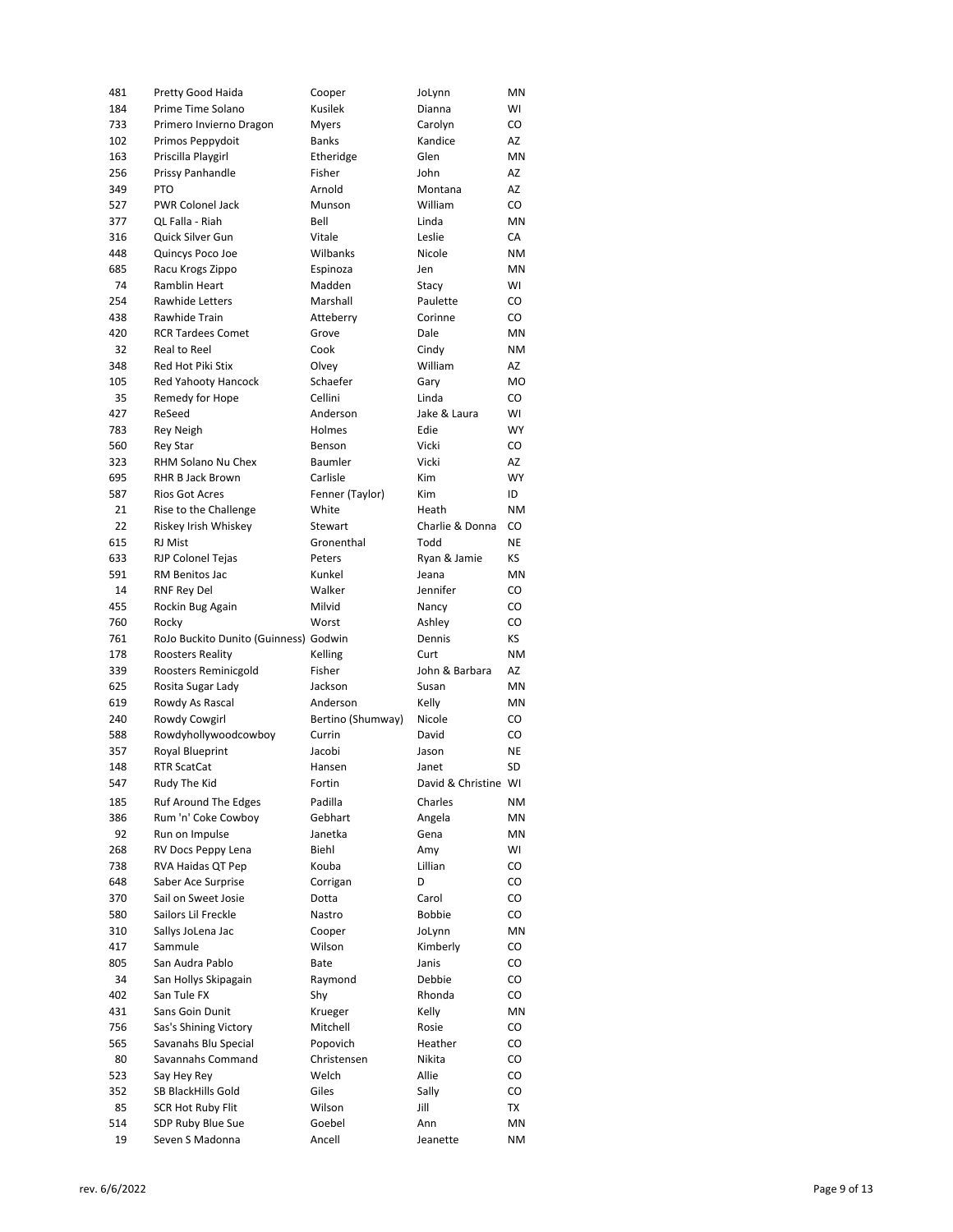| | | | | |
|---|---|---|---|---|
| 481 | Pretty Good Haida | Cooper | JoLynn | MN |
| 184 | Prime Time Solano | Kusilek | Dianna | WI |
| 733 | Primero Invierno Dragon | Myers | Carolyn | CO |
| 102 | Primos Peppydoit | Banks | Kandice | AZ |
| 163 | Priscilla Playgirl | Etheridge | Glen | MN |
| 256 | Prissy Panhandle | Fisher | John | AZ |
| 349 | PTO | Arnold | Montana | AZ |
| 527 | PWR Colonel Jack | Munson | William | CO |
| 377 | QL Falla - Riah | Bell | Linda | MN |
| 316 | Quick Silver Gun | Vitale | Leslie | CA |
| 448 | Quincys Poco Joe | Wilbanks | Nicole | NM |
| 685 | Racu Krogs Zippo | Espinoza | Jen | MN |
| 74 | Ramblin Heart | Madden | Stacy | WI |
| 254 | Rawhide Letters | Marshall | Paulette | CO |
| 438 | Rawhide Train | Atteberry | Corinne | CO |
| 420 | RCR Tardees Comet | Grove | Dale | MN |
| 32 | Real to Reel | Cook | Cindy | NM |
| 348 | Red Hot Piki Stix | Olvey | William | AZ |
| 105 | Red Yahooty Hancock | Schaefer | Gary | MO |
| 35 | Remedy for Hope | Cellini | Linda | CO |
| 427 | ReSeed | Anderson | Jake & Laura | WI |
| 783 | Rey Neigh | Holmes | Edie | WY |
| 560 | Rey Star | Benson | Vicki | CO |
| 323 | RHM Solano Nu Chex | Baumler | Vicki | AZ |
| 695 | RHR B Jack Brown | Carlisle | Kim | WY |
| 587 | Rios Got Acres | Fenner (Taylor) | Kim | ID |
| 21 | Rise to the Challenge | White | Heath | NM |
| 22 | Riskey Irish Whiskey | Stewart | Charlie & Donna | CO |
| 615 | RJ Mist | Gronenthal | Todd | NE |
| 633 | RJP Colonel Tejas | Peters | Ryan & Jamie | KS |
| 591 | RM Benitos Jac | Kunkel | Jeana | MN |
| 14 | RNF Rey Del | Walker | Jennifer | CO |
| 455 | Rockin Bug Again | Milvid | Nancy | CO |
| 760 | Rocky | Worst | Ashley | CO |
| 761 | RoJo Buckito Dunito (Guinness) | Godwin | Dennis | KS |
| 178 | Roosters Reality | Kelling | Curt | NM |
| 339 | Roosters Reminicgold | Fisher | John & Barbara | AZ |
| 625 | Rosita Sugar Lady | Jackson | Susan | MN |
| 619 | Rowdy As Rascal | Anderson | Kelly | MN |
| 240 | Rowdy Cowgirl | Bertino (Shumway) | Nicole | CO |
| 588 | Rowdyhollywoodcowboy | Currin | David | CO |
| 357 | Royal Blueprint | Jacobi | Jason | NE |
| 148 | RTR ScatCat | Hansen | Janet | SD |
| 547 | Rudy The Kid | Fortin | David & Christine | WI |
| 185 | Ruf Around The Edges | Padilla | Charles | NM |
| 386 | Rum 'n' Coke Cowboy | Gebhart | Angela | MN |
| 92 | Run on Impulse | Janetka | Gena | MN |
| 268 | RV Docs Peppy Lena | Biehl | Amy | WI |
| 738 | RVA Haidas QT Pep | Kouba | Lillian | CO |
| 648 | Saber Ace Surprise | Corrigan | D | CO |
| 370 | Sail on Sweet Josie | Dotta | Carol | CO |
| 580 | Sailors Lil Freckle | Nastro | Bobbie | CO |
| 310 | Sallys JoLena Jac | Cooper | JoLynn | MN |
| 417 | Sammule | Wilson | Kimberly | CO |
| 805 | San Audra Pablo | Bate | Janis | CO |
| 34 | San Hollys Skipagain | Raymond | Debbie | CO |
| 402 | San Tule FX | Shy | Rhonda | CO |
| 431 | Sans Goin Dunit | Krueger | Kelly | MN |
| 756 | Sas's Shining Victory | Mitchell | Rosie | CO |
| 565 | Savanahs Blu Special | Popovich | Heather | CO |
| 80 | Savannahs Command | Christensen | Nikita | CO |
| 523 | Say Hey Rey | Welch | Allie | CO |
| 352 | SB BlackHills Gold | Giles | Sally | CO |
| 85 | SCR Hot Ruby Flit | Wilson | Jill | TX |
| 514 | SDP Ruby Blue Sue | Goebel | Ann | MN |
| 19 | Seven S Madonna | Ancell | Jeanette | NM |

rev. 6/6/2022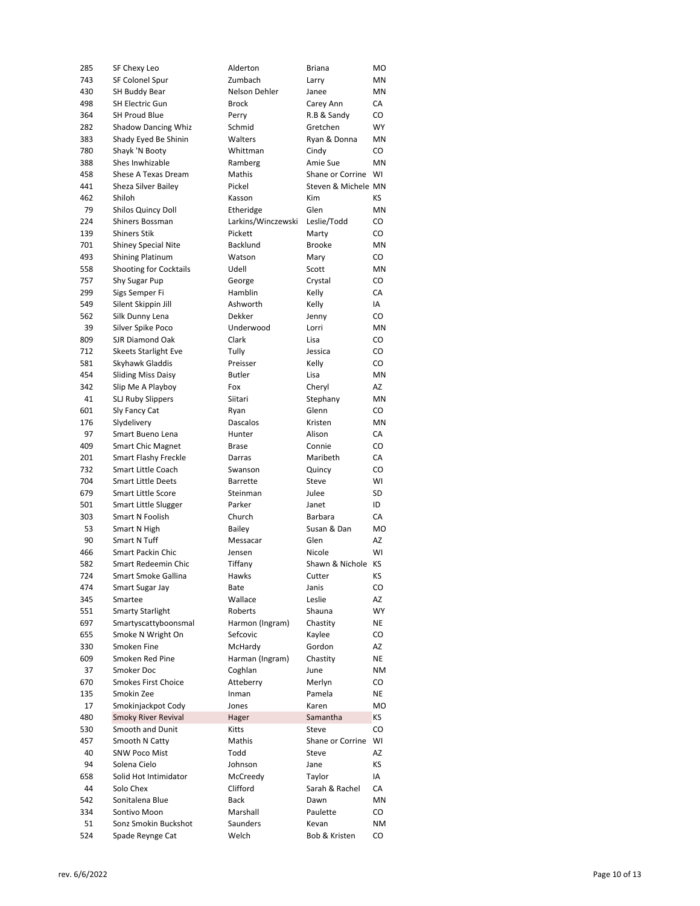| | | | | |
|---|---|---|---|---|
| 285 | SF Chexy Leo | Alderton | Briana | MO |
| 743 | SF Colonel Spur | Zumbach | Larry | MN |
| 430 | SH Buddy Bear | Nelson Dehler | Janee | MN |
| 498 | SH Electric Gun | Brock | Carey Ann | CA |
| 364 | SH Proud Blue | Perry | R.B & Sandy | CO |
| 282 | Shadow Dancing Whiz | Schmid | Gretchen | WY |
| 383 | Shady Eyed Be Shinin | Walters | Ryan & Donna | MN |
| 780 | Shayk 'N Booty | Whittman | Cindy | CO |
| 388 | Shes Inwhizable | Ramberg | Amie Sue | MN |
| 458 | Shese A Texas Dream | Mathis | Shane or Corrine | WI |
| 441 | Sheza Silver Bailey | Pickel | Steven & Michele | MN |
| 462 | Shiloh | Kasson | Kim | KS |
| 79 | Shilos Quincy Doll | Etheridge | Glen | MN |
| 224 | Shiners Bossman | Larkins/Winczewski | Leslie/Todd | CO |
| 139 | Shiners Stik | Pickett | Marty | CO |
| 701 | Shiney Special Nite | Backlund | Brooke | MN |
| 493 | Shining Platinum | Watson | Mary | CO |
| 558 | Shooting for Cocktails | Udell | Scott | MN |
| 757 | Shy Sugar Pup | George | Crystal | CO |
| 299 | Sigs Semper Fi | Hamblin | Kelly | CA |
| 549 | Silent Skippin Jill | Ashworth | Kelly | IA |
| 562 | Silk Dunny Lena | Dekker | Jenny | CO |
| 39 | Silver Spike Poco | Underwood | Lorri | MN |
| 809 | SJR Diamond Oak | Clark | Lisa | CO |
| 712 | Skeets Starlight Eve | Tully | Jessica | CO |
| 581 | Skyhawk Gladdis | Preisser | Kelly | CO |
| 454 | Sliding Miss Daisy | Butler | Lisa | MN |
| 342 | Slip Me A Playboy | Fox | Cheryl | AZ |
| 41 | SLJ Ruby Slippers | Siitari | Stephany | MN |
| 601 | Sly Fancy Cat | Ryan | Glenn | CO |
| 176 | Slydelivery | Dascalos | Kristen | MN |
| 97 | Smart Bueno Lena | Hunter | Alison | CA |
| 409 | Smart Chic Magnet | Brase | Connie | CO |
| 201 | Smart Flashy Freckle | Darras | Maribeth | CA |
| 732 | Smart Little Coach | Swanson | Quincy | CO |
| 704 | Smart Little Deets | Barrette | Steve | WI |
| 679 | Smart Little Score | Steinman | Julee | SD |
| 501 | Smart Little Slugger | Parker | Janet | ID |
| 303 | Smart N Foolish | Church | Barbara | CA |
| 53 | Smart N High | Bailey | Susan & Dan | MO |
| 90 | Smart N Tuff | Messacar | Glen | AZ |
| 466 | Smart Packin Chic | Jensen | Nicole | WI |
| 582 | Smart Redeemin Chic | Tiffany | Shawn & Nichole | KS |
| 724 | Smart Smoke Gallina | Hawks | Cutter | KS |
| 474 | Smart Sugar Jay | Bate | Janis | CO |
| 345 | Smartee | Wallace | Leslie | AZ |
| 551 | Smarty Starlight | Roberts | Shauna | WY |
| 697 | Smartyscattyboonsmal | Harmon (Ingram) | Chastity | NE |
| 655 | Smoke N Wright On | Sefcovic | Kaylee | CO |
| 330 | Smoken Fine | McHardy | Gordon | AZ |
| 609 | Smoken Red Pine | Harman (Ingram) | Chastity | NE |
| 37 | Smoker Doc | Coghlan | June | NM |
| 670 | Smokes First Choice | Atteberry | Merlyn | CO |
| 135 | Smokin Zee | Inman | Pamela | NE |
| 17 | Smokinjackpot Cody | Jones | Karen | MO |
| 480 | Smoky River Revival | Hager | Samantha | KS |
| 530 | Smooth and Dunit | Kitts | Steve | CO |
| 457 | Smooth N Catty | Mathis | Shane or Corrine | WI |
| 40 | SNW Poco Mist | Todd | Steve | AZ |
| 94 | Solena Cielo | Johnson | Jane | KS |
| 658 | Solid Hot Intimidator | McCreedy | Taylor | IA |
| 44 | Solo Chex | Clifford | Sarah & Rachel | CA |
| 542 | Sonitalena Blue | Back | Dawn | MN |
| 334 | Sontivo Moon | Marshall | Paulette | CO |
| 51 | Sonz Smokin Buckshot | Saunders | Kevan | NM |
| 524 | Spade Reynge Cat | Welch | Bob & Kristen | CO |

rev. 6/6/2022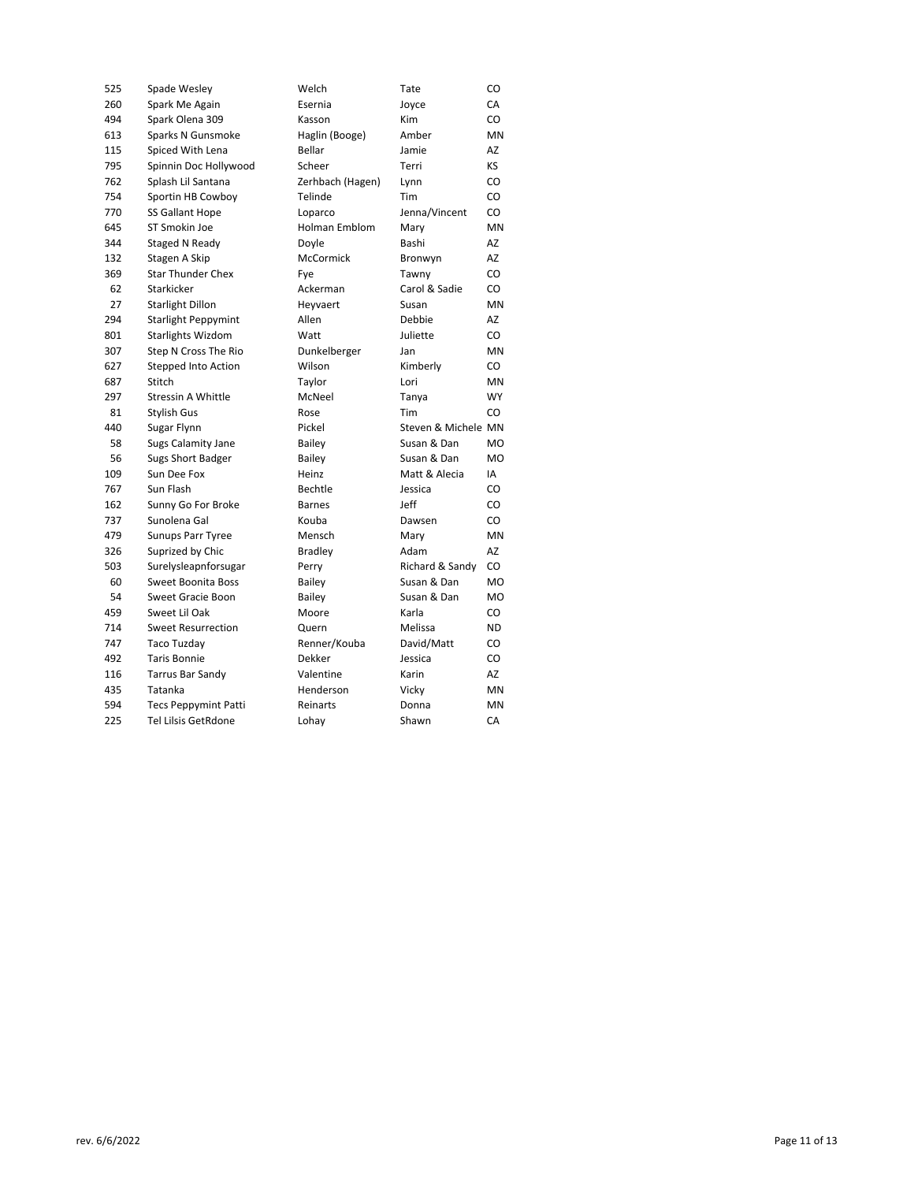| | | | | |
|---|---|---|---|---|
| 525 | Spade Wesley | Welch | Tate | CO |
| 260 | Spark Me Again | Esernia | Joyce | CA |
| 494 | Spark Olena 309 | Kasson | Kim | CO |
| 613 | Sparks N Gunsmoke | Haglin (Booge) | Amber | MN |
| 115 | Spiced With Lena | Bellar | Jamie | AZ |
| 795 | Spinnin Doc Hollywood | Scheer | Terri | KS |
| 762 | Splash Lil Santana | Zerhbach (Hagen) | Lynn | CO |
| 754 | Sportin HB Cowboy | Telinde | Tim | CO |
| 770 | SS Gallant Hope | Loparco | Jenna/Vincent | CO |
| 645 | ST Smokin Joe | Holman Emblom | Mary | MN |
| 344 | Staged N Ready | Doyle | Bashi | AZ |
| 132 | Stagen A Skip | McCormick | Bronwyn | AZ |
| 369 | Star Thunder Chex | Fye | Tawny | CO |
| 62 | Starkicker | Ackerman | Carol & Sadie | CO |
| 27 | Starlight Dillon | Heyvaert | Susan | MN |
| 294 | Starlight Peppymint | Allen | Debbie | AZ |
| 801 | Starlights Wizdom | Watt | Juliette | CO |
| 307 | Step N Cross The Rio | Dunkelberger | Jan | MN |
| 627 | Stepped Into Action | Wilson | Kimberly | CO |
| 687 | Stitch | Taylor | Lori | MN |
| 297 | Stressin A Whittle | McNeel | Tanya | WY |
| 81 | Stylish Gus | Rose | Tim | CO |
| 440 | Sugar Flynn | Pickel | Steven & Michele | MN |
| 58 | Sugs Calamity Jane | Bailey | Susan & Dan | MO |
| 56 | Sugs Short Badger | Bailey | Susan & Dan | MO |
| 109 | Sun Dee Fox | Heinz | Matt & Alecia | IA |
| 767 | Sun Flash | Bechtle | Jessica | CO |
| 162 | Sunny Go For Broke | Barnes | Jeff | CO |
| 737 | Sunolena Gal | Kouba | Dawsen | CO |
| 479 | Sunups Parr Tyree | Mensch | Mary | MN |
| 326 | Suprized by Chic | Bradley | Adam | AZ |
| 503 | Surelysleapnforsugar | Perry | Richard & Sandy | CO |
| 60 | Sweet Boonita Boss | Bailey | Susan & Dan | MO |
| 54 | Sweet Gracie Boon | Bailey | Susan & Dan | MO |
| 459 | Sweet Lil Oak | Moore | Karla | CO |
| 714 | Sweet Resurrection | Quern | Melissa | ND |
| 747 | Taco Tuzday | Renner/Kouba | David/Matt | CO |
| 492 | Taris Bonnie | Dekker | Jessica | CO |
| 116 | Tarrus Bar Sandy | Valentine | Karin | AZ |
| 435 | Tatanka | Henderson | Vicky | MN |
| 594 | Tecs Peppymint Patti | Reinarts | Donna | MN |
| 225 | Tel Lilsis GetRdone | Lohay | Shawn | CA |

rev. 6/6/2022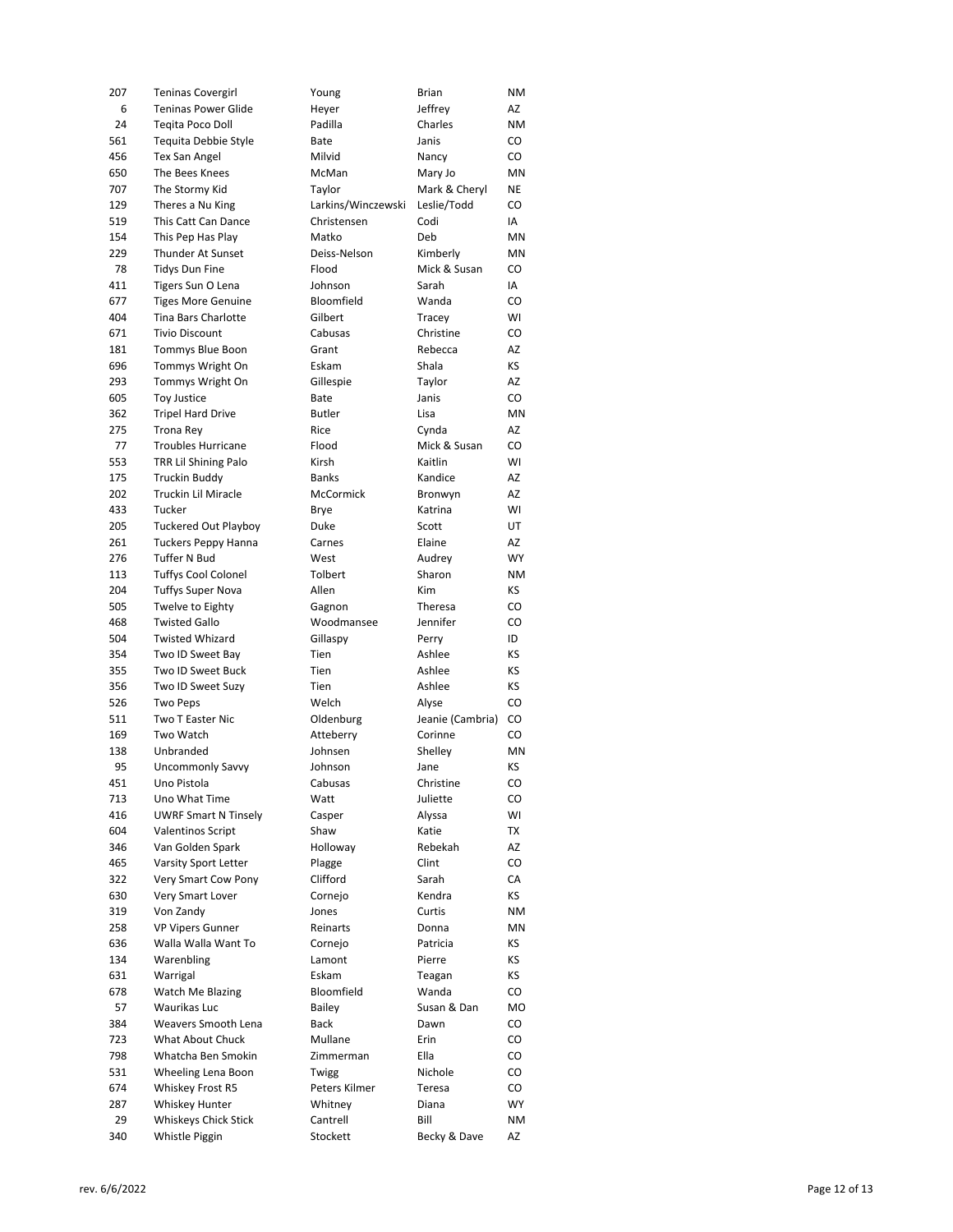| | | | | |
|---|---|---|---|---|
| 207 | Teninas Covergirl | Young | Brian | NM |
| 6 | Teninas Power Glide | Heyer | Jeffrey | AZ |
| 24 | Teqita Poco Doll | Padilla | Charles | NM |
| 561 | Tequita Debbie Style | Bate | Janis | CO |
| 456 | Tex San Angel | Milvid | Nancy | CO |
| 650 | The Bees Knees | McMan | Mary Jo | MN |
| 707 | The Stormy Kid | Taylor | Mark & Cheryl | NE |
| 129 | Theres a Nu King | Larkins/Winczewski | Leslie/Todd | CO |
| 519 | This Catt Can Dance | Christensen | Codi | IA |
| 154 | This Pep Has Play | Matko | Deb | MN |
| 229 | Thunder At Sunset | Deiss-Nelson | Kimberly | MN |
| 78 | Tidys Dun Fine | Flood | Mick & Susan | CO |
| 411 | Tigers Sun O Lena | Johnson | Sarah | IA |
| 677 | Tiges More Genuine | Bloomfield | Wanda | CO |
| 404 | Tina Bars Charlotte | Gilbert | Tracey | WI |
| 671 | Tivio Discount | Cabusas | Christine | CO |
| 181 | Tommys Blue Boon | Grant | Rebecca | AZ |
| 696 | Tommys Wright On | Eskam | Shala | KS |
| 293 | Tommys Wright On | Gillespie | Taylor | AZ |
| 605 | Toy Justice | Bate | Janis | CO |
| 362 | Tripel Hard Drive | Butler | Lisa | MN |
| 275 | Trona Rey | Rice | Cynda | AZ |
| 77 | Troubles Hurricane | Flood | Mick & Susan | CO |
| 553 | TRR Lil Shining Palo | Kirsh | Kaitlin | WI |
| 175 | Truckin Buddy | Banks | Kandice | AZ |
| 202 | Truckin Lil Miracle | McCormick | Bronwyn | AZ |
| 433 | Tucker | Brye | Katrina | WI |
| 205 | Tuckered Out Playboy | Duke | Scott | UT |
| 261 | Tuckers Peppy Hanna | Carnes | Elaine | AZ |
| 276 | Tuffer N Bud | West | Audrey | WY |
| 113 | Tuffys Cool Colonel | Tolbert | Sharon | NM |
| 204 | Tuffys Super Nova | Allen | Kim | KS |
| 505 | Twelve to Eighty | Gagnon | Theresa | CO |
| 468 | Twisted Gallo | Woodmansee | Jennifer | CO |
| 504 | Twisted Whizard | Gillaspy | Perry | ID |
| 354 | Two ID Sweet Bay | Tien | Ashlee | KS |
| 355 | Two ID Sweet Buck | Tien | Ashlee | KS |
| 356 | Two ID Sweet Suzy | Tien | Ashlee | KS |
| 526 | Two Peps | Welch | Alyse | CO |
| 511 | Two T Easter Nic | Oldenburg | Jeanie (Cambria) | CO |
| 169 | Two Watch | Atteberry | Corinne | CO |
| 138 | Unbranded | Johnsen | Shelley | MN |
| 95 | Uncommonly Savvy | Johnson | Jane | KS |
| 451 | Uno Pistola | Cabusas | Christine | CO |
| 713 | Uno What Time | Watt | Juliette | CO |
| 416 | UWRF Smart N Tinsely | Casper | Alyssa | WI |
| 604 | Valentinos Script | Shaw | Katie | TX |
| 346 | Van Golden Spark | Holloway | Rebekah | AZ |
| 465 | Varsity Sport Letter | Plagge | Clint | CO |
| 322 | Very Smart Cow Pony | Clifford | Sarah | CA |
| 630 | Very Smart Lover | Cornejo | Kendra | KS |
| 319 | Von Zandy | Jones | Curtis | NM |
| 258 | VP Vipers Gunner | Reinarts | Donna | MN |
| 636 | Walla Walla Want To | Cornejo | Patricia | KS |
| 134 | Warenbling | Lamont | Pierre | KS |
| 631 | Warrigal | Eskam | Teagan | KS |
| 678 | Watch Me Blazing | Bloomfield | Wanda | CO |
| 57 | Waurikas Luc | Bailey | Susan & Dan | MO |
| 384 | Weavers Smooth Lena | Back | Dawn | CO |
| 723 | What About Chuck | Mullane | Erin | CO |
| 798 | Whatcha Ben Smokin | Zimmerman | Ella | CO |
| 531 | Wheeling Lena Boon | Twigg | Nichole | CO |
| 674 | Whiskey Frost R5 | Peters Kilmer | Teresa | CO |
| 287 | Whiskey Hunter | Whitney | Diana | WY |
| 29 | Whiskeys Chick Stick | Cantrell | Bill | NM |
| 340 | Whistle Piggin | Stockett | Becky & Dave | AZ |

rev. 6/6/2022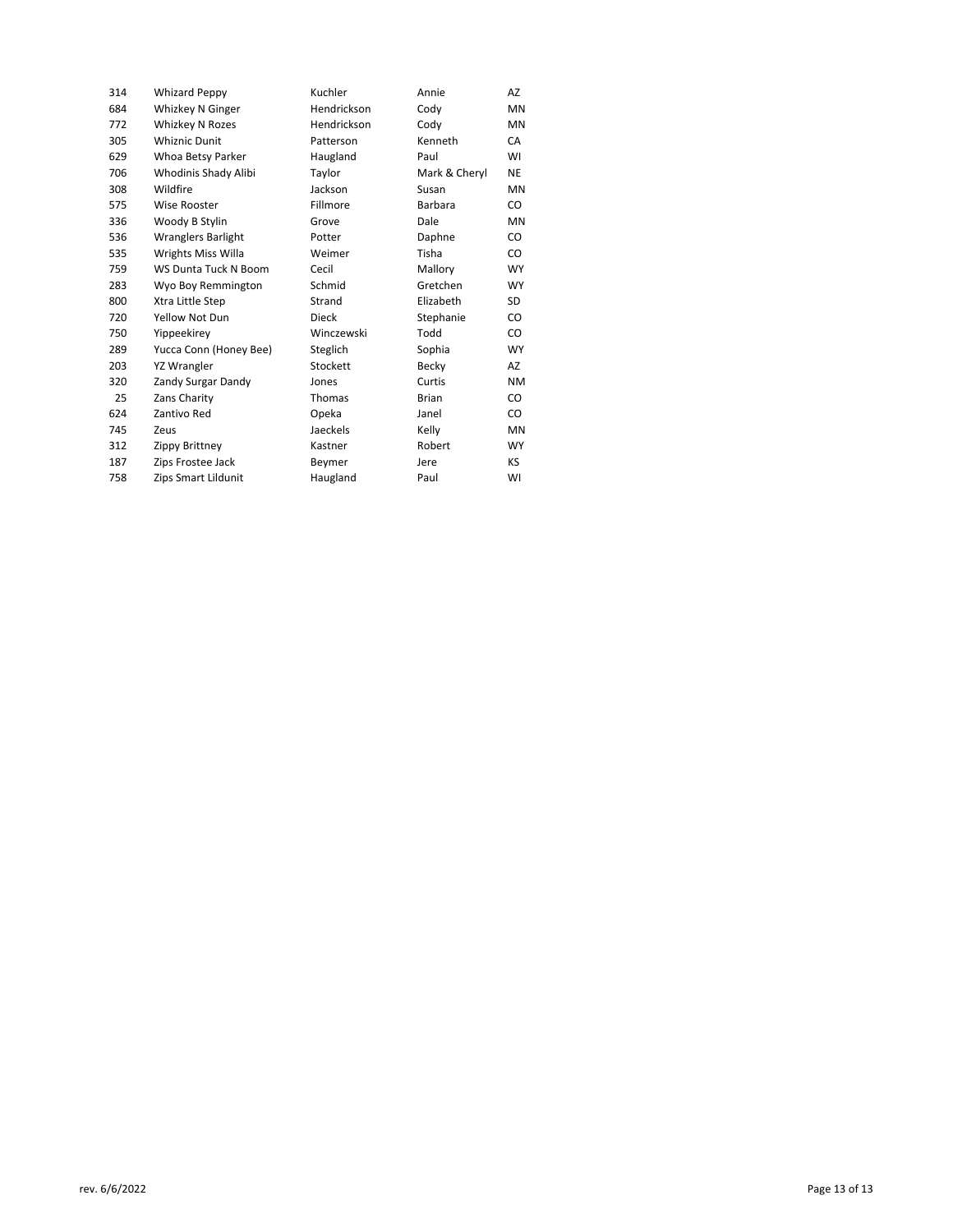| | | | | |
|---|---|---|---|---|
| 314 | Whizard Peppy | Kuchler | Annie | AZ |
| 684 | Whizkey N Ginger | Hendrickson | Cody | MN |
| 772 | Whizkey N Rozes | Hendrickson | Cody | MN |
| 305 | Whiznic Dunit | Patterson | Kenneth | CA |
| 629 | Whoa Betsy Parker | Haugland | Paul | WI |
| 706 | Whodinis Shady Alibi | Taylor | Mark & Cheryl | NE |
| 308 | Wildfire | Jackson | Susan | MN |
| 575 | Wise Rooster | Fillmore | Barbara | CO |
| 336 | Woody B Stylin | Grove | Dale | MN |
| 536 | Wranglers Barlight | Potter | Daphne | CO |
| 535 | Wrights Miss Willa | Weimer | Tisha | CO |
| 759 | WS Dunta Tuck N Boom | Cecil | Mallory | WY |
| 283 | Wyo Boy Remmington | Schmid | Gretchen | WY |
| 800 | Xtra Little Step | Strand | Elizabeth | SD |
| 720 | Yellow Not Dun | Dieck | Stephanie | CO |
| 750 | Yippeekirey | Winczewski | Todd | CO |
| 289 | Yucca Conn (Honey Bee) | Steglich | Sophia | WY |
| 203 | YZ Wrangler | Stockett | Becky | AZ |
| 320 | Zandy Surgar Dandy | Jones | Curtis | NM |
| 25 | Zans Charity | Thomas | Brian | CO |
| 624 | Zantivo Red | Opeka | Janel | CO |
| 745 | Zeus | Jaeckels | Kelly | MN |
| 312 | Zippy Brittney | Kastner | Robert | WY |
| 187 | Zips Frostee Jack | Beymer | Jere | KS |
| 758 | Zips Smart Lildunit | Haugland | Paul | WI |

rev. 6/6/2022